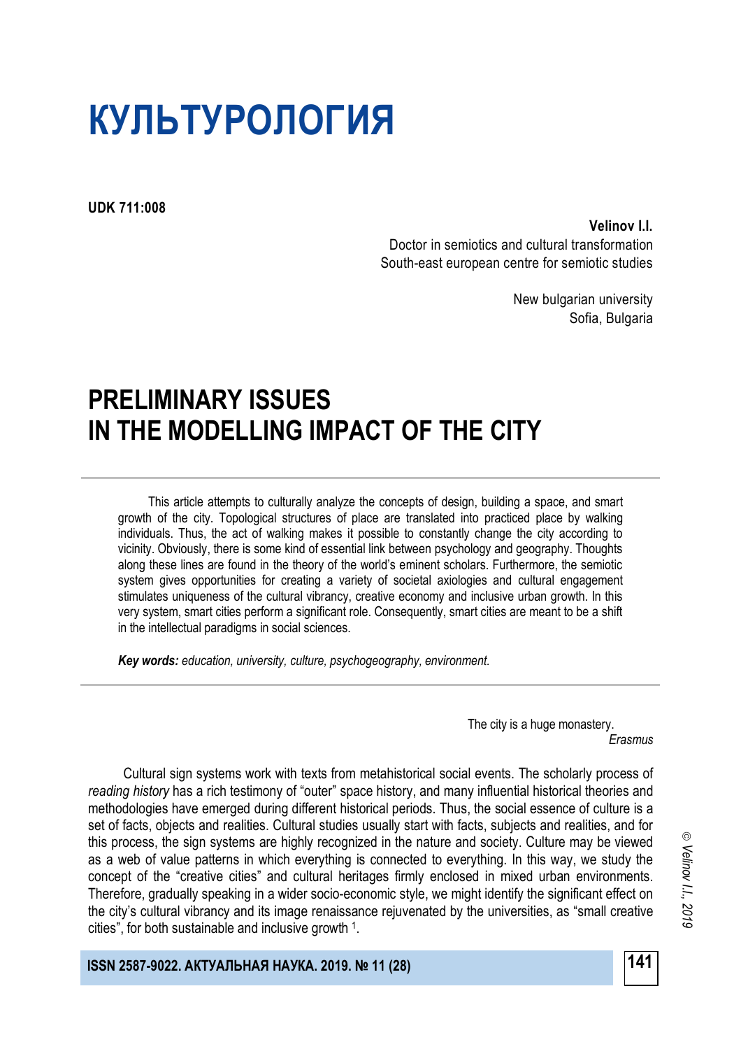# КУЛЬТУРОЛОГИЯ

**UDK 711:008**

**Velinov I.I.**
Doctor in semiotics and cultural transformation
South-east european centre for semiotic studies

New bulgarian university
Sofia, Bulgaria

# PRELIMINARY ISSUES IN THE MODELLING IMPACT OF THE CITY

This article attempts to culturally analyze the concepts of design, building a space, and smart growth of the city. Topological structures of place are translated into practiced place by walking individuals. Thus, the act of walking makes it possible to constantly change the city according to vicinity. Obviously, there is some kind of essential link between psychology and geography. Thoughts along these lines are found in the theory of the world's eminent scholars. Furthermore, the semiotic system gives opportunities for creating a variety of societal axiologies and cultural engagement stimulates uniqueness of the cultural vibrancy, creative economy and inclusive urban growth. In this very system, smart cities perform a significant role. Consequently, smart cities are meant to be a shift in the intellectual paradigms in social sciences.

***Key words:*** *education, university, culture, psychogeography, environment.*

The city is a huge monastery.
*Erasmus*

Cultural sign systems work with texts from metahistorical social events. The scholarly process of *reading history* has a rich testimony of "outer" space history, and many influential historical theories and methodologies have emerged during different historical periods. Thus, the social essence of culture is a set of facts, objects and realities. Cultural studies usually start with facts, subjects and realities, and for this process, the sign systems are highly recognized in the nature and society. Culture may be viewed as a web of value patterns in which everything is connected to everything. In this way, we study the concept of the "creative cities" and cultural heritages firmly enclosed in mixed urban environments. Therefore, gradually speaking in a wider socio-economic style, we might identify the significant effect on the city's cultural vibrancy and its image renaissance rejuvenated by the universities, as "small creative cities", for both sustainable and inclusive growth [1].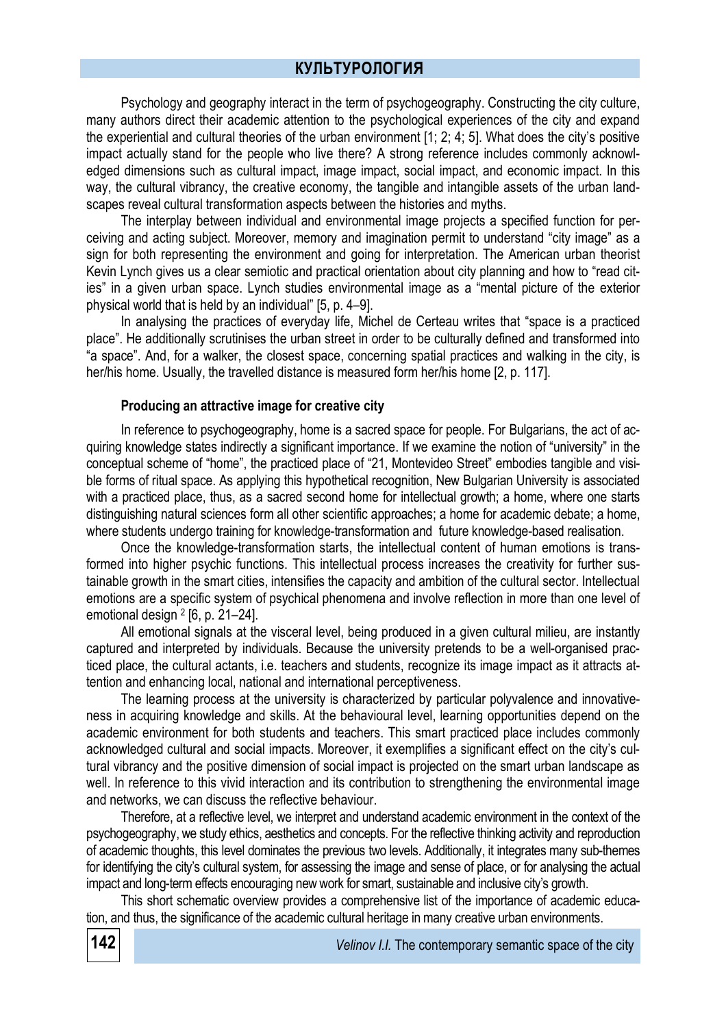Psychology and geography interact in the term of psychogeography. Constructing the city culture, many authors direct their academic attention to the psychological experiences of the city and expand the experiential and cultural theories of the urban environment [1; 2; 4; 5]. What does the city's positive impact actually stand for the people who live there? A strong reference includes commonly acknowledged dimensions such as cultural impact, image impact, social impact, and economic impact. In this way, the cultural vibrancy, the creative economy, the tangible and intangible assets of the urban landscapes reveal cultural transformation aspects between the histories and myths.

The interplay between individual and environmental image projects a specified function for perceiving and acting subject. Moreover, memory and imagination permit to understand "city image" as a sign for both representing the environment and going for interpretation. The American urban theorist Kevin Lynch gives us a clear semiotic and practical orientation about city planning and how to "read cities" in a given urban space. Lynch studies environmental image as a "mental picture of the exterior physical world that is held by an individual" [5, p. 4–9].

In analysing the practices of everyday life, Michel de Certeau writes that "space is a practiced place". He additionally scrutinises the urban street in order to be culturally defined and transformed into "a space". And, for a walker, the closest space, concerning spatial practices and walking in the city, is her/his home. Usually, the travelled distance is measured form her/his home [2, p. 117].

**Producing an attractive image for creative city**

In reference to psychogeography, home is a sacred space for people. For Bulgarians, the act of acquiring knowledge states indirectly a significant importance. If we examine the notion of "university" in the conceptual scheme of "home", the practiced place of "21, Montevideo Street" embodies tangible and visible forms of ritual space. As applying this hypothetical recognition, New Bulgarian University is associated with a practiced place, thus, as a sacred second home for intellectual growth; a home, where one starts distinguishing natural sciences form all other scientific approaches; a home for academic debate; a home, where students undergo training for knowledge-transformation and future knowledge-based realisation.

Once the knowledge-transformation starts, the intellectual content of human emotions is transformed into higher psychic functions. This intellectual process increases the creativity for further sustainable growth in the smart cities, intensifies the capacity and ambition of the cultural sector. Intellectual emotions are a specific system of psychical phenomena and involve reflection in more than one level of emotional design [2] [6, p. 21–24].

All emotional signals at the visceral level, being produced in a given cultural milieu, are instantly captured and interpreted by individuals. Because the university pretends to be a well-organised practiced place, the cultural actants, i.e. teachers and students, recognize its image impact as it attracts attention and enhancing local, national and international perceptiveness.

The learning process at the university is characterized by particular polyvalence and innovativeness in acquiring knowledge and skills. At the behavioural level, learning opportunities depend on the academic environment for both students and teachers. This smart practiced place includes commonly acknowledged cultural and social impacts. Moreover, it exemplifies a significant effect on the city's cultural vibrancy and the positive dimension of social impact is projected on the smart urban landscape as well. In reference to this vivid interaction and its contribution to strengthening the environmental image and networks, we can discuss the reflective behaviour.

Therefore, at a reflective level, we interpret and understand academic environment in the context of the psychogeography, we study ethics, aesthetics and concepts. For the reflective thinking activity and reproduction of academic thoughts, this level dominates the previous two levels. Additionally, it integrates many sub-themes for identifying the city's cultural system, for assessing the image and sense of place, or for analysing the actual impact and long-term effects encouraging new work for smart, sustainable and inclusive city's growth.

This short schematic overview provides a comprehensive list of the importance of academic education, and thus, the significance of the academic cultural heritage in many creative urban environments.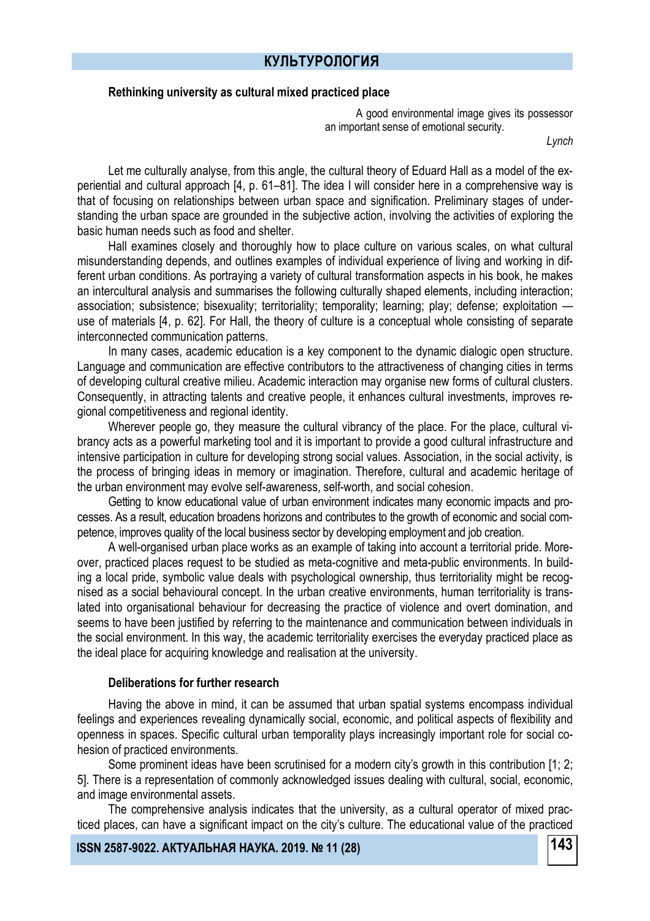**Rethinking university as cultural mixed practiced place**

> A good environmental image gives its possessor an important sense of emotional security.
>
> *Lynch*

Let me culturally analyse, from this angle, the cultural theory of Eduard Hall as a model of the experiential and cultural approach [4, p. 61–81]. The idea I will consider here in a comprehensive way is that of focusing on relationships between urban space and signification. Preliminary stages of understanding the urban space are grounded in the subjective action, involving the activities of exploring the basic human needs such as food and shelter.

Hall examines closely and thoroughly how to place culture on various scales, on what cultural misunderstanding depends, and outlines examples of individual experience of living and working in different urban conditions. As portraying a variety of cultural transformation aspects in his book, he makes an intercultural analysis and summarises the following culturally shaped elements, including interaction; association; subsistence; bisexuality; territoriality; temporality; learning; play; defense; exploitation — use of materials [4, p. 62]. For Hall, the theory of culture is a conceptual whole consisting of separate interconnected communication patterns.

In many cases, academic education is a key component to the dynamic dialogic open structure. Language and communication are effective contributors to the attractiveness of changing cities in terms of developing cultural creative milieu. Academic interaction may organise new forms of cultural clusters. Consequently, in attracting talents and creative people, it enhances cultural investments, improves regional competitiveness and regional identity.

Wherever people go, they measure the cultural vibrancy of the place. For the place, cultural vibrancy acts as a powerful marketing tool and it is important to provide a good cultural infrastructure and intensive participation in culture for developing strong social values. Association, in the social activity, is the process of bringing ideas in memory or imagination. Therefore, cultural and academic heritage of the urban environment may evolve self-awareness, self-worth, and social cohesion.

Getting to know educational value of urban environment indicates many economic impacts and processes. As a result, education broadens horizons and contributes to the growth of economic and social competence, improves quality of the local business sector by developing employment and job creation.

A well-organised urban place works as an example of taking into account a territorial pride. Moreover, practiced places request to be studied as meta-cognitive and meta-public environments. In building a local pride, symbolic value deals with psychological ownership, thus territoriality might be recognised as a social behavioural concept. In the urban creative environments, human territoriality is translated into organisational behaviour for decreasing the practice of violence and overt domination, and seems to have been justified by referring to the maintenance and communication between individuals in the social environment. In this way, the academic territoriality exercises the everyday practiced place as the ideal place for acquiring knowledge and realisation at the university.

**Deliberations for further research**

Having the above in mind, it can be assumed that urban spatial systems encompass individual feelings and experiences revealing dynamically social, economic, and political aspects of flexibility and openness in spaces. Specific cultural urban temporality plays increasingly important role for social cohesion of practiced environments.

Some prominent ideas have been scrutinised for a modern city's growth in this contribution [1; 2; 5]. There is a representation of commonly acknowledged issues dealing with cultural, social, economic, and image environmental assets.

The comprehensive analysis indicates that the university, as a cultural operator of mixed practiced places, can have a significant impact on the city's culture. The educational value of the practiced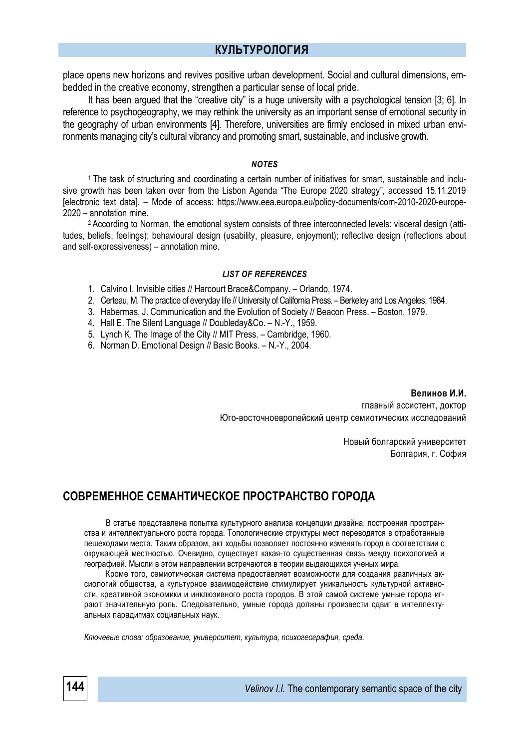place opens new horizons and revives positive urban development. Social and cultural dimensions, embedded in the creative economy, strengthen a particular sense of local pride.

It has been argued that the "creative city" is a huge university with a psychological tension [3; 6]. In reference to psychogeography, we may rethink the university as an important sense of emotional security in the geography of urban environments [4]. Therefore, universities are firmly enclosed in mixed urban environments managing city's cultural vibrancy and promoting smart, sustainable, and inclusive growth.

#### *NOTES*

[1] The task of structuring and coordinating a certain number of initiatives for smart, sustainable and inclusive growth has been taken over from the Lisbon Agenda "The Europe 2020 strategy", accessed 15.11.2019 [electronic text data]. – Mode of access: https://www.eea.europa.eu/policy-documents/com-2010-2020-europe-2020 – annotation mine.

[2] According to Norman, the emotional system consists of three interconnected levels: visceral design (attitudes, beliefs, feelings); behavioural design (usability, pleasure, enjoyment); reflective design (reflections about and self-expressiveness) – annotation mine.

#### *LIST OF REFERENCES*

1. Calvino I. Invisible cities // Harcourt Brace&Company. – Orlando, 1974.
2. Certeau, M. The practice of everyday life // University of California Press. – Berkeley and Los Angeles, 1984.
3. Habermas, J. Communication and the Evolution of Society // Beacon Press. – Boston, 1979.
4. Hall E. The Silent Language // Doubleday&Co. – N.-Y., 1959.
5. Lynch K. The Image of the City // MIT Press. – Cambridge, 1960.
6. Norman D. Emotional Design // Basic Books. – N.-Y., 2004.

**Велинов И.И.**
главный ассистент, доктор
Юго-восточноевропейский центр семиотических исследований

Новый болгарский университет
Болгария, г. София

## СОВРЕМЕННОЕ СЕМАНТИЧЕСКОЕ ПРОСТРАНСТВО ГОРОДА

В статье представлена попытка культурного анализа концепции дизайна, построения пространства и интеллектуального роста города. Топологические структуры мест переводятся в отработанные пешеходами места. Таким образом, акт ходьбы позволяет постоянно изменять город в соответствии с окружающей местностью. Очевидно, существует какая-то существенная связь между психологией и географией. Мысли в этом направлении встречаются в теории выдающихся ученых мира.

Кроме того, семиотическая система предоставляет возможности для создания различных аксиологий общества, а культурное взаимодействие стимулирует уникальность культурной активности, креативной экономики и инклюзивного роста городов. В этой самой системе умные города играют значительную роль. Следовательно, умные города должны произвести сдвиг в интеллектуальных парадигмах социальных наук.

*Ключевые слова: образование, университет, культура, психогеография, среда.*